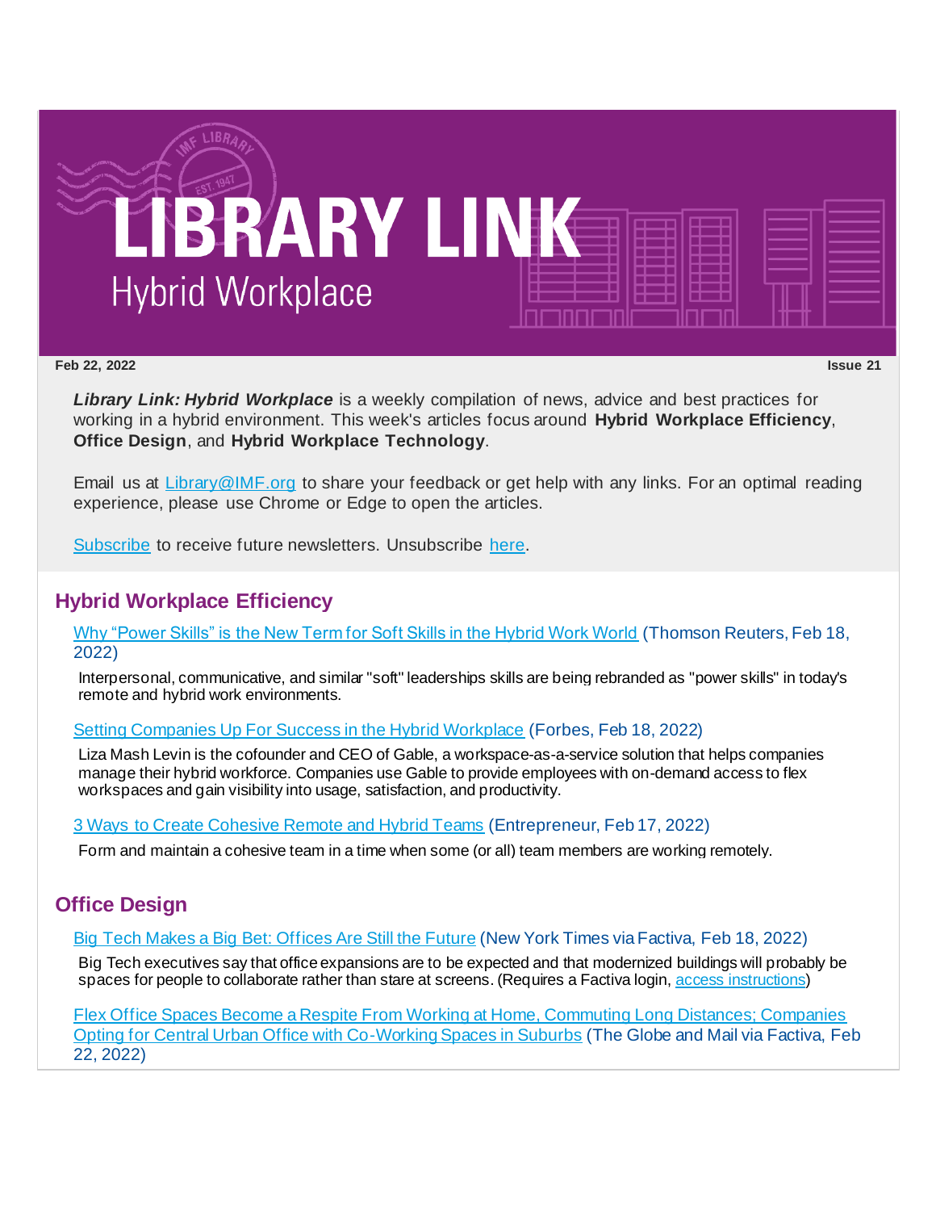# LIBRARY LINK

## Hybrid Workplace

**Feb 22, 2022** **Issue 21**

***Library Link: Hybrid Workplace*** is a weekly compilation of news, advice and best practices for working in a hybrid environment. This week's articles focus around **Hybrid Workplace Efficiency**, **Office Design**, and **Hybrid Workplace Technology**.

Email us at Library@IMF.org to share your feedback or get help with any links. For an optimal reading experience, please use Chrome or Edge to open the articles.

Subscribe to receive future newsletters. Unsubscribe here.

## Hybrid Workplace Efficiency

Why "Power Skills" is the New Term for Soft Skills in the Hybrid Work World (Thomson Reuters, Feb 18, 2022)

Interpersonal, communicative, and similar "soft" leaderships skills are being rebranded as "power skills" in today's remote and hybrid work environments.

Setting Companies Up For Success in the Hybrid Workplace (Forbes, Feb 18, 2022)

Liza Mash Levin is the cofounder and CEO of Gable, a workspace-as-a-service solution that helps companies manage their hybrid workforce. Companies use Gable to provide employees with on-demand access to flex workspaces and gain visibility into usage, satisfaction, and productivity.

3 Ways to Create Cohesive Remote and Hybrid Teams (Entrepreneur, Feb 17, 2022)

Form and maintain a cohesive team in a time when some (or all) team members are working remotely.

## Office Design

Big Tech Makes a Big Bet: Offices Are Still the Future (New York Times via Factiva, Feb 18, 2022)

Big Tech executives say that office expansions are to be expected and that modernized buildings will probably be spaces for people to collaborate rather than stare at screens. (Requires a Factiva login, access instructions)

Flex Office Spaces Become a Respite From Working at Home, Commuting Long Distances; Companies Opting for Central Urban Office with Co-Working Spaces in Suburbs (The Globe and Mail via Factiva, Feb 22, 2022)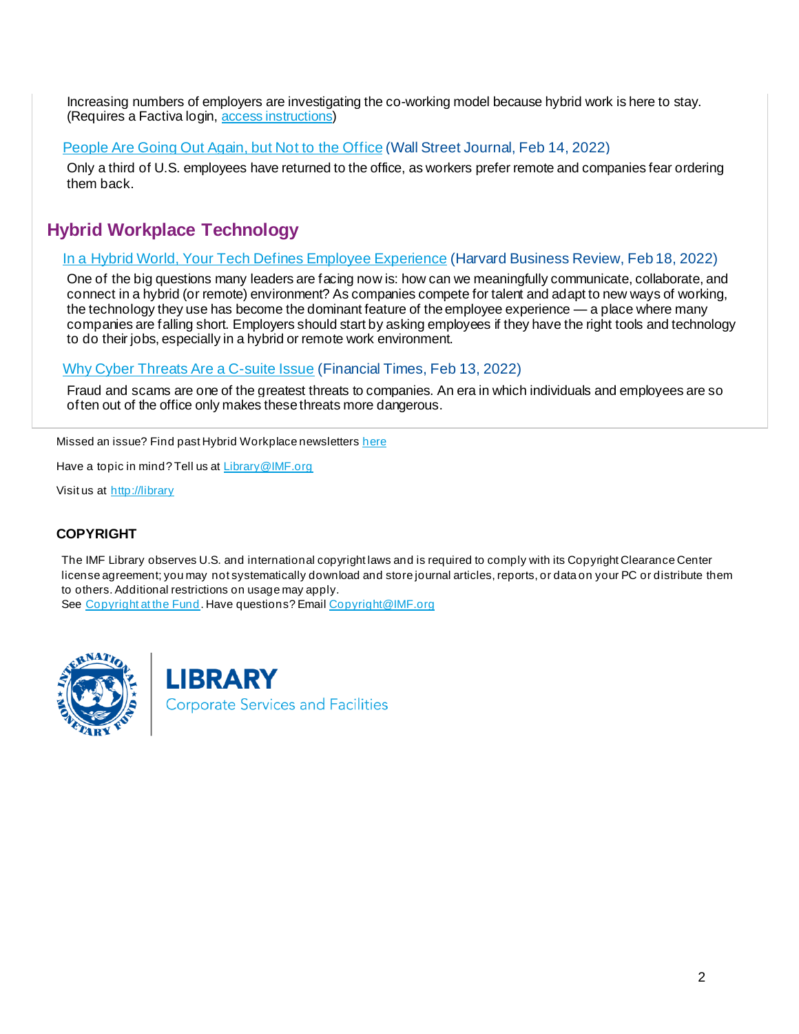Increasing numbers of employers are investigating the co-working model because hybrid work is here to stay. (Requires a Factiva login, access instructions)

People Are Going Out Again, but Not to the Office (Wall Street Journal, Feb 14, 2022)

Only a third of U.S. employees have returned to the office, as workers prefer remote and companies fear ordering them back.

## Hybrid Workplace Technology

In a Hybrid World, Your Tech Defines Employee Experience (Harvard Business Review, Feb 18, 2022)

One of the big questions many leaders are facing now is: how can we meaningfully communicate, collaborate, and connect in a hybrid (or remote) environment? As companies compete for talent and adapt to new ways of working, the technology they use has become the dominant feature of the employee experience — a place where many companies are falling short. Employers should start by asking employees if they have the right tools and technology to do their jobs, especially in a hybrid or remote work environment.

Why Cyber Threats Are a C-suite Issue (Financial Times, Feb 13, 2022)

Fraud and scams are one of the greatest threats to companies. An era in which individuals and employees are so often out of the office only makes these threats more dangerous.

Missed an issue? Find past Hybrid Workplace newsletters here

Have a topic in mind? Tell us at Library@IMF.org

Visit us at http://library

**COPYRIGHT**

The IMF Library observes U.S. and international copyright laws and is required to comply with its Copyright Clearance Center license agreement; you may not systematically download and store journal articles, reports, or data on your PC or distribute them to others. Additional restrictions on usage may apply.
See Copyright at the Fund. Have questions? Email Copyright@IMF.org

**LIBRARY**
Corporate Services and Facilities